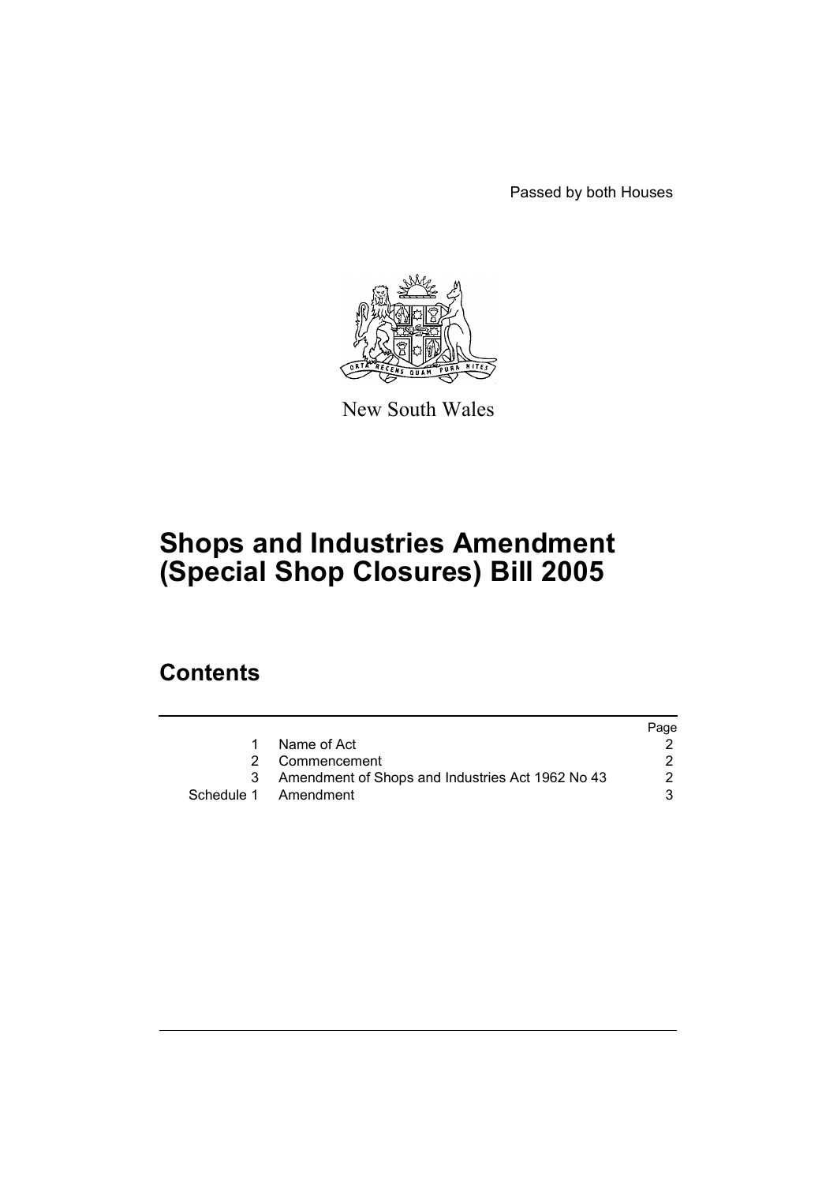Passed by both Houses

New South Wales

# Shops and Industries Amendment (Special Shop Closures) Bill 2005

## Contents

| | | Page |
|---|---|---|
| 1 | Name of Act | 2 |
| 2 | Commencement | 2 |
| 3 | Amendment of Shops and Industries Act 1962 No 43 | 2 |
| Schedule 1 | Amendment | 3 |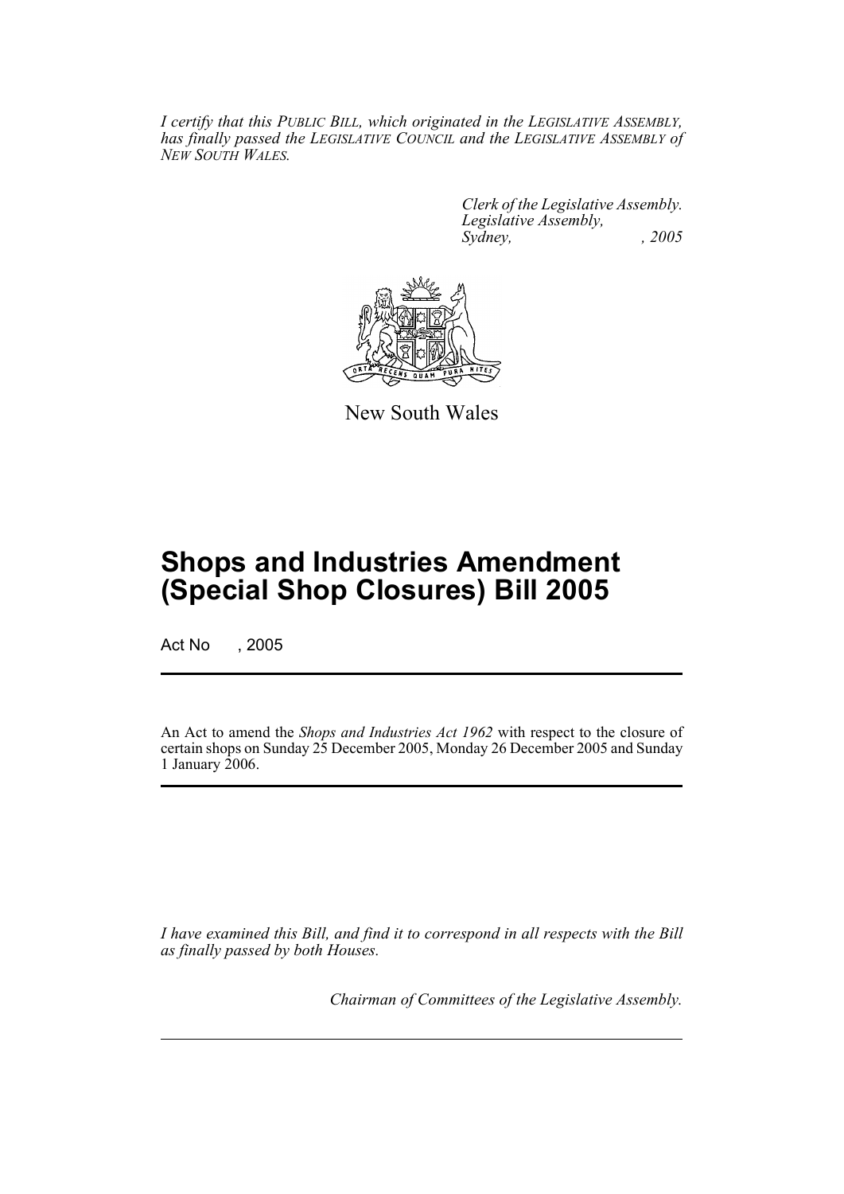*I certify that this PUBLIC BILL, which originated in the LEGISLATIVE ASSEMBLY, has finally passed the LEGISLATIVE COUNCIL and the LEGISLATIVE ASSEMBLY of NEW SOUTH WALES.*

*Clerk of the Legislative Assembly.*
*Legislative Assembly,*
*Sydney, , 2005*

New South Wales

# Shops and Industries Amendment (Special Shop Closures) Bill 2005

Act No , 2005

An Act to amend the *Shops and Industries Act 1962* with respect to the closure of certain shops on Sunday 25 December 2005, Monday 26 December 2005 and Sunday 1 January 2006.

*I have examined this Bill, and find it to correspond in all respects with the Bill as finally passed by both Houses.*

*Chairman of Committees of the Legislative Assembly.*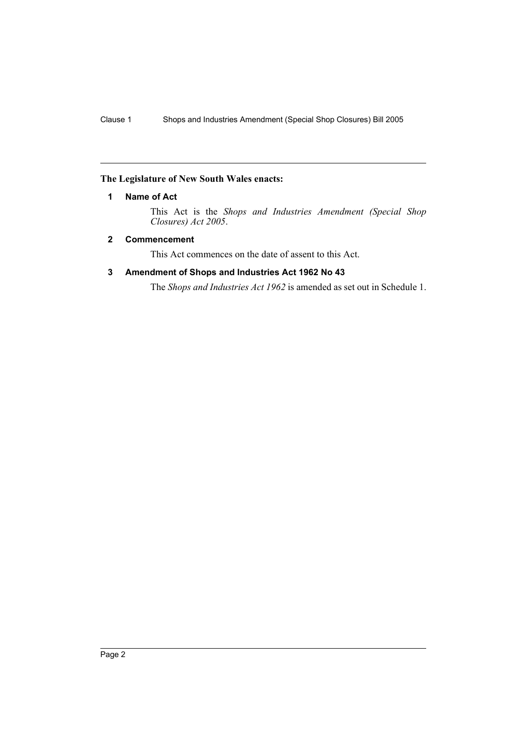**The Legislature of New South Wales enacts:**

### 1 Name of Act

This Act is the *Shops and Industries Amendment (Special Shop Closures) Act 2005*.

### 2 Commencement

This Act commences on the date of assent to this Act.

### 3 Amendment of Shops and Industries Act 1962 No 43

The *Shops and Industries Act 1962* is amended as set out in Schedule 1.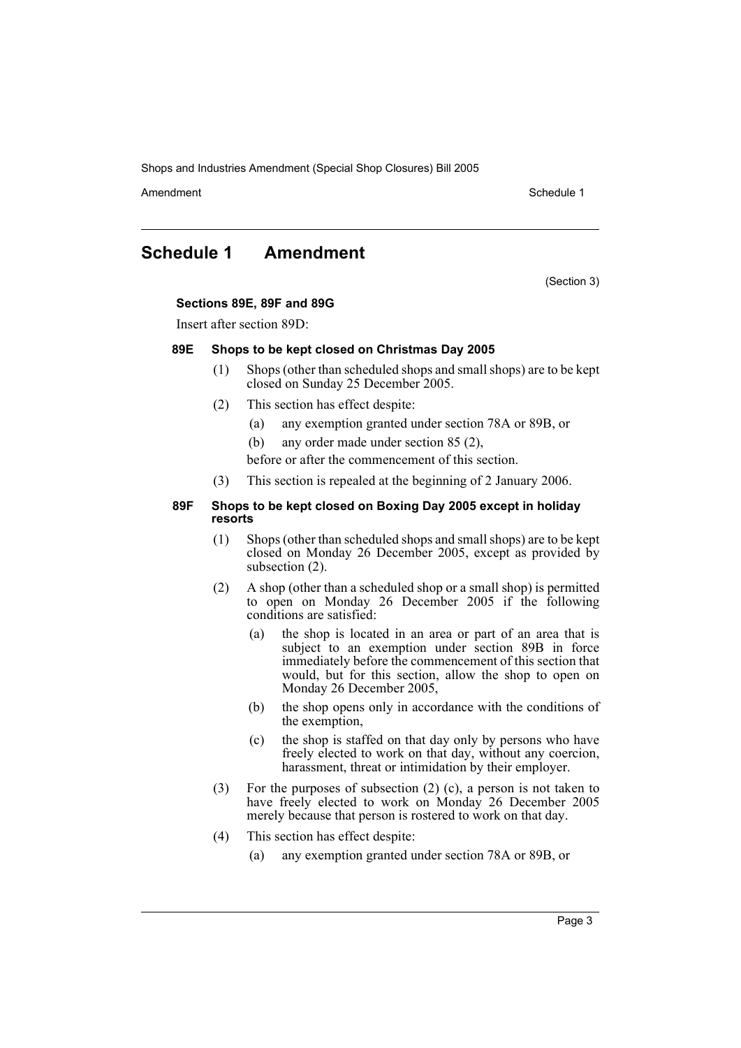# Schedule 1 Amendment

(Section 3)

**Sections 89E, 89F and 89G**

Insert after section 89D:

**89E Shops to be kept closed on Christmas Day 2005**

(1) Shops (other than scheduled shops and small shops) are to be kept closed on Sunday 25 December 2005.

(2) This section has effect despite:

- (a) any exemption granted under section 78A or 89B, or
- (b) any order made under section 85 (2),

before or after the commencement of this section.

(3) This section is repealed at the beginning of 2 January 2006.

**89F Shops to be kept closed on Boxing Day 2005 except in holiday resorts**

(1) Shops (other than scheduled shops and small shops) are to be kept closed on Monday 26 December 2005, except as provided by subsection (2).

(2) A shop (other than a scheduled shop or a small shop) is permitted to open on Monday 26 December 2005 if the following conditions are satisfied:

- (a) the shop is located in an area or part of an area that is subject to an exemption under section 89B in force immediately before the commencement of this section that would, but for this section, allow the shop to open on Monday 26 December 2005,
- (b) the shop opens only in accordance with the conditions of the exemption,
- (c) the shop is staffed on that day only by persons who have freely elected to work on that day, without any coercion, harassment, threat or intimidation by their employer.

(3) For the purposes of subsection (2) (c), a person is not taken to have freely elected to work on Monday 26 December 2005 merely because that person is rostered to work on that day.

(4) This section has effect despite:

- (a) any exemption granted under section 78A or 89B, or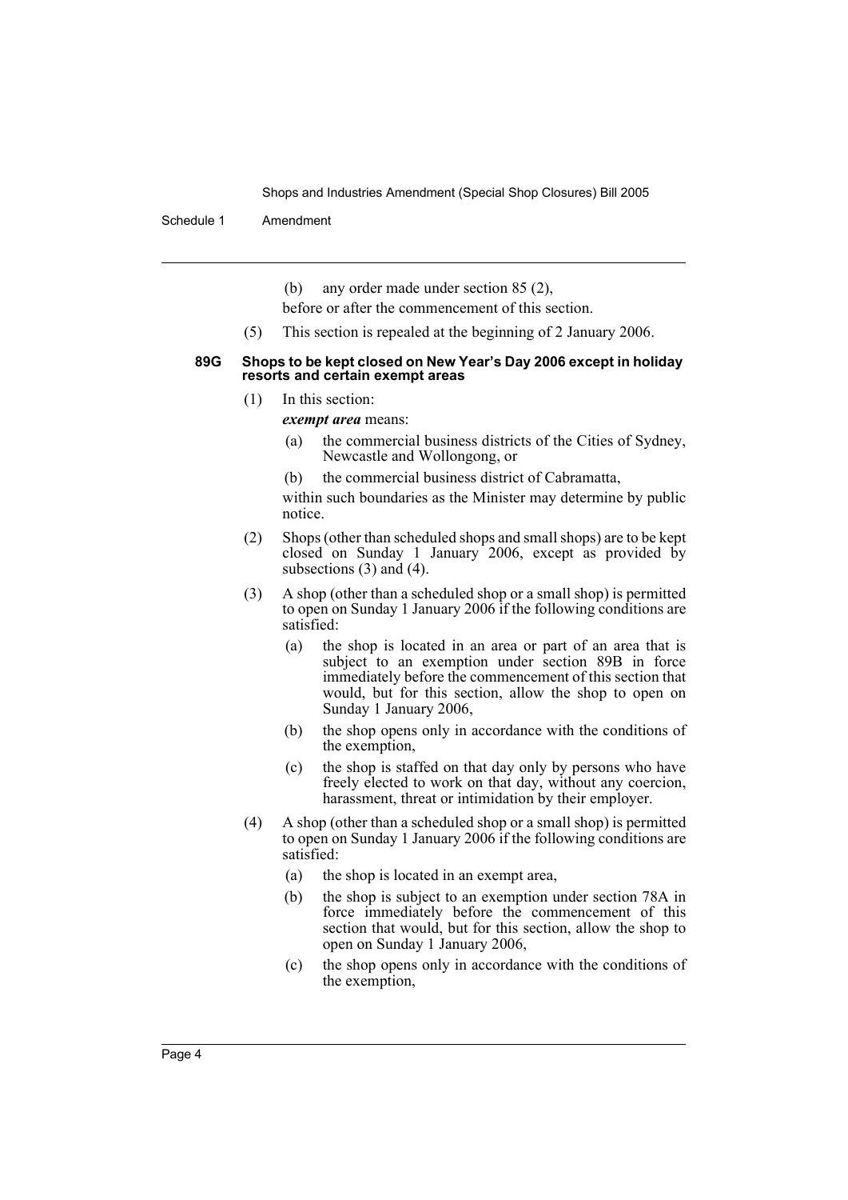(b) any order made under section 85 (2),

before or after the commencement of this section.

(5) This section is repealed at the beginning of 2 January 2006.

#### 89G Shops to be kept closed on New Year's Day 2006 except in holiday resorts and certain exempt areas

(1) In this section:

***exempt area*** means:

(a) the commercial business districts of the Cities of Sydney, Newcastle and Wollongong, or

(b) the commercial business district of Cabramatta,

within such boundaries as the Minister may determine by public notice.

(2) Shops (other than scheduled shops and small shops) are to be kept closed on Sunday 1 January 2006, except as provided by subsections (3) and (4).

(3) A shop (other than a scheduled shop or a small shop) is permitted to open on Sunday 1 January 2006 if the following conditions are satisfied:

(a) the shop is located in an area or part of an area that is subject to an exemption under section 89B in force immediately before the commencement of this section that would, but for this section, allow the shop to open on Sunday 1 January 2006,

(b) the shop opens only in accordance with the conditions of the exemption,

(c) the shop is staffed on that day only by persons who have freely elected to work on that day, without any coercion, harassment, threat or intimidation by their employer.

(4) A shop (other than a scheduled shop or a small shop) is permitted to open on Sunday 1 January 2006 if the following conditions are satisfied:

(a) the shop is located in an exempt area,

(b) the shop is subject to an exemption under section 78A in force immediately before the commencement of this section that would, but for this section, allow the shop to open on Sunday 1 January 2006,

(c) the shop opens only in accordance with the conditions of the exemption,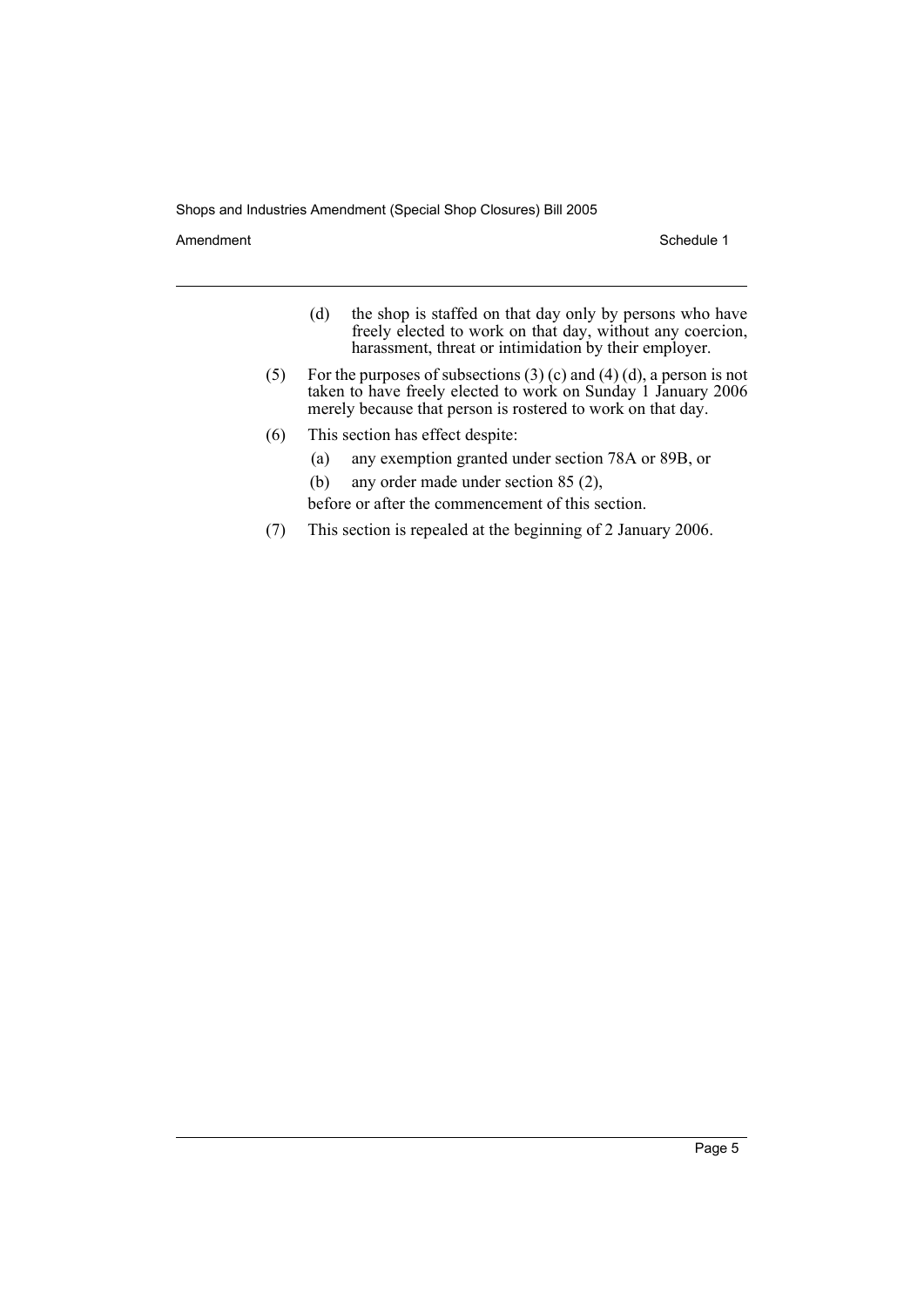(d) the shop is staffed on that day only by persons who have freely elected to work on that day, without any coercion, harassment, threat or intimidation by their employer.

(5) For the purposes of subsections (3) (c) and (4) (d), a person is not taken to have freely elected to work on Sunday 1 January 2006 merely because that person is rostered to work on that day.

(6) This section has effect despite:

- (a) any exemption granted under section 78A or 89B, or
- (b) any order made under section 85 (2),

before or after the commencement of this section.

(7) This section is repealed at the beginning of 2 January 2006.